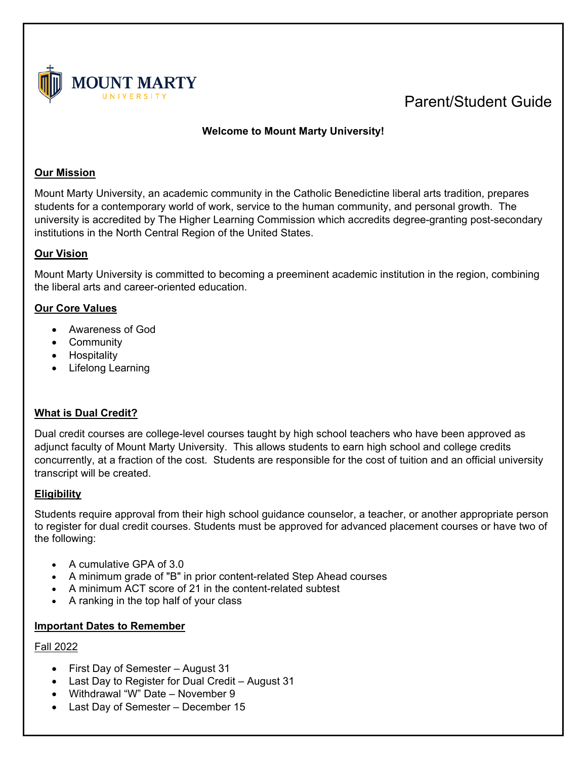MOUNT MARTY UNIVERSITY

# Parent/Student Guide

**Welcome to Mount Marty University!**

## Our Mission

Mount Marty University, an academic community in the Catholic Benedictine liberal arts tradition, prepares students for a contemporary world of work, service to the human community, and personal growth. The university is accredited by The Higher Learning Commission which accredits degree-granting post-secondary institutions in the North Central Region of the United States.

## Our Vision

Mount Marty University is committed to becoming a preeminent academic institution in the region, combining the liberal arts and career-oriented education.

## Our Core Values

- Awareness of God
- Community
- Hospitality
- Lifelong Learning

## What is Dual Credit?

Dual credit courses are college-level courses taught by high school teachers who have been approved as adjunct faculty of Mount Marty University. This allows students to earn high school and college credits concurrently, at a fraction of the cost. Students are responsible for the cost of tuition and an official university transcript will be created.

## Eligibility

Students require approval from their high school guidance counselor, a teacher, or another appropriate person to register for dual credit courses. Students must be approved for advanced placement courses or have two of the following:

- A cumulative GPA of 3.0
- A minimum grade of "B" in prior content-related Step Ahead courses
- A minimum ACT score of 21 in the content-related subtest
- A ranking in the top half of your class

## Important Dates to Remember

### Fall 2022

- First Day of Semester – August 31
- Last Day to Register for Dual Credit – August 31
- Withdrawal "W" Date – November 9
- Last Day of Semester – December 15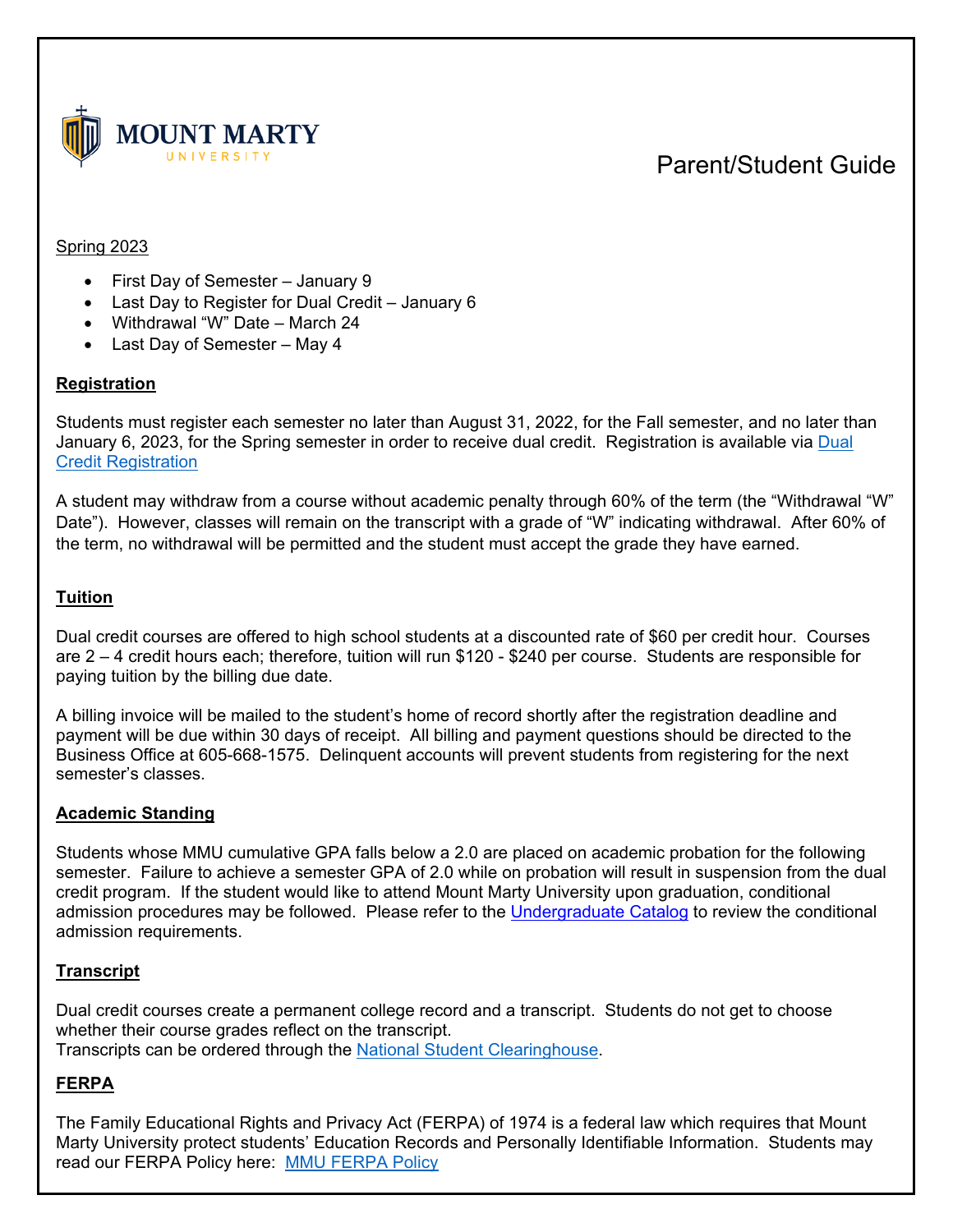MOUNT MARTY UNIVERSITY

# Parent/Student Guide

Spring 2023

- First Day of Semester – January 9
- Last Day to Register for Dual Credit – January 6
- Withdrawal "W" Date – March 24
- Last Day of Semester – May 4

## Registration

Students must register each semester no later than August 31, 2022, for the Fall semester, and no later than January 6, 2023, for the Spring semester in order to receive dual credit. Registration is available via [Dual Credit Registration]

A student may withdraw from a course without academic penalty through 60% of the term (the "Withdrawal "W" Date"). However, classes will remain on the transcript with a grade of "W" indicating withdrawal. After 60% of the term, no withdrawal will be permitted and the student must accept the grade they have earned.

## Tuition

Dual credit courses are offered to high school students at a discounted rate of $60 per credit hour. Courses are 2 – 4 credit hours each; therefore, tuition will run $120 - $240 per course. Students are responsible for paying tuition by the billing due date.

A billing invoice will be mailed to the student's home of record shortly after the registration deadline and payment will be due within 30 days of receipt. All billing and payment questions should be directed to the Business Office at 605-668-1575. Delinquent accounts will prevent students from registering for the next semester's classes.

## Academic Standing

Students whose MMU cumulative GPA falls below a 2.0 are placed on academic probation for the following semester. Failure to achieve a semester GPA of 2.0 while on probation will result in suspension from the dual credit program. If the student would like to attend Mount Marty University upon graduation, conditional admission procedures may be followed. Please refer to the [Undergraduate Catalog] to review the conditional admission requirements.

## Transcript

Dual credit courses create a permanent college record and a transcript. Students do not get to choose whether their course grades reflect on the transcript.
Transcripts can be ordered through the [National Student Clearinghouse].

## FERPA

The Family Educational Rights and Privacy Act (FERPA) of 1974 is a federal law which requires that Mount Marty University protect students' Education Records and Personally Identifiable Information. Students may read our FERPA Policy here: [MMU FERPA Policy]